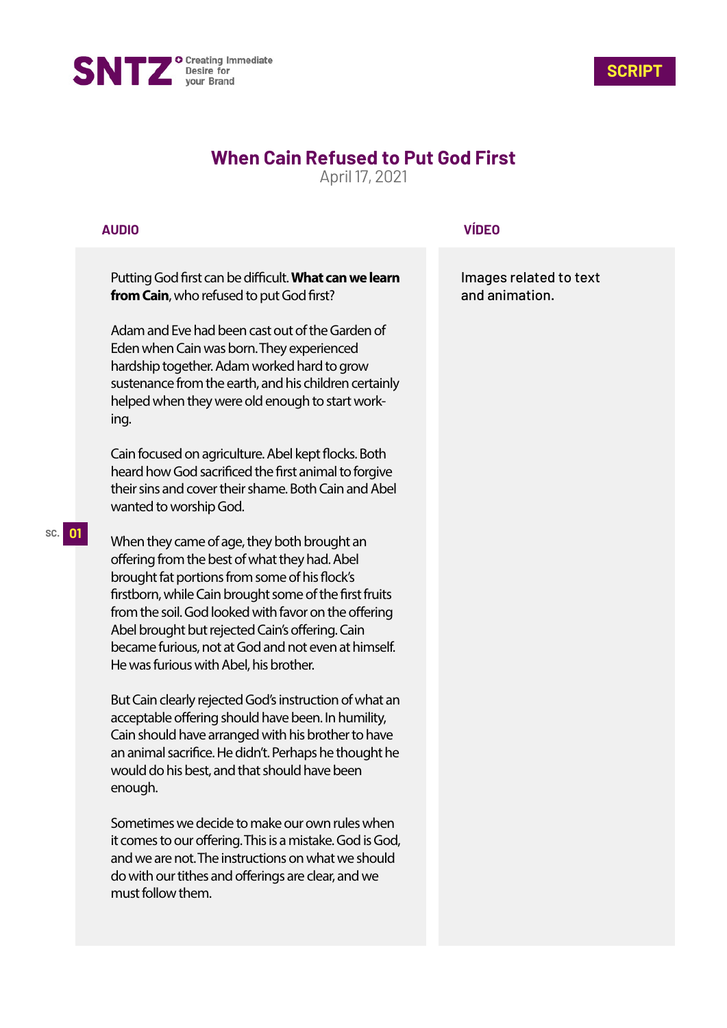SNTZ Creating Immediate Desire for your Brand

SCRIPT

# When Cain Refused to Put God First

April 17, 2021

| AUDIO | VÍDEO |
|---|---|
| Putting God first can be difficult. **What can we learn from Cain**, who refused to put God first? | Images related to text and animation. |

Adam and Eve had been cast out of the Garden of Eden when Cain was born. They experienced hardship together. Adam worked hard to grow sustenance from the earth, and his children certainly helped when they were old enough to start working.

Cain focused on agriculture. Abel kept flocks. Both heard how God sacrificed the first animal to forgive their sins and cover their shame. Both Cain and Abel wanted to worship God.

SC. 01

When they came of age, they both brought an offering from the best of what they had. Abel brought fat portions from some of his flock's firstborn, while Cain brought some of the first fruits from the soil. God looked with favor on the offering Abel brought but rejected Cain's offering. Cain became furious, not at God and not even at himself. He was furious with Abel, his brother.

But Cain clearly rejected God's instruction of what an acceptable offering should have been. In humility, Cain should have arranged with his brother to have an animal sacrifice. He didn't. Perhaps he thought he would do his best, and that should have been enough.

Sometimes we decide to make our own rules when it comes to our offering. This is a mistake. God is God, and we are not. The instructions on what we should do with our tithes and offerings are clear, and we must follow them.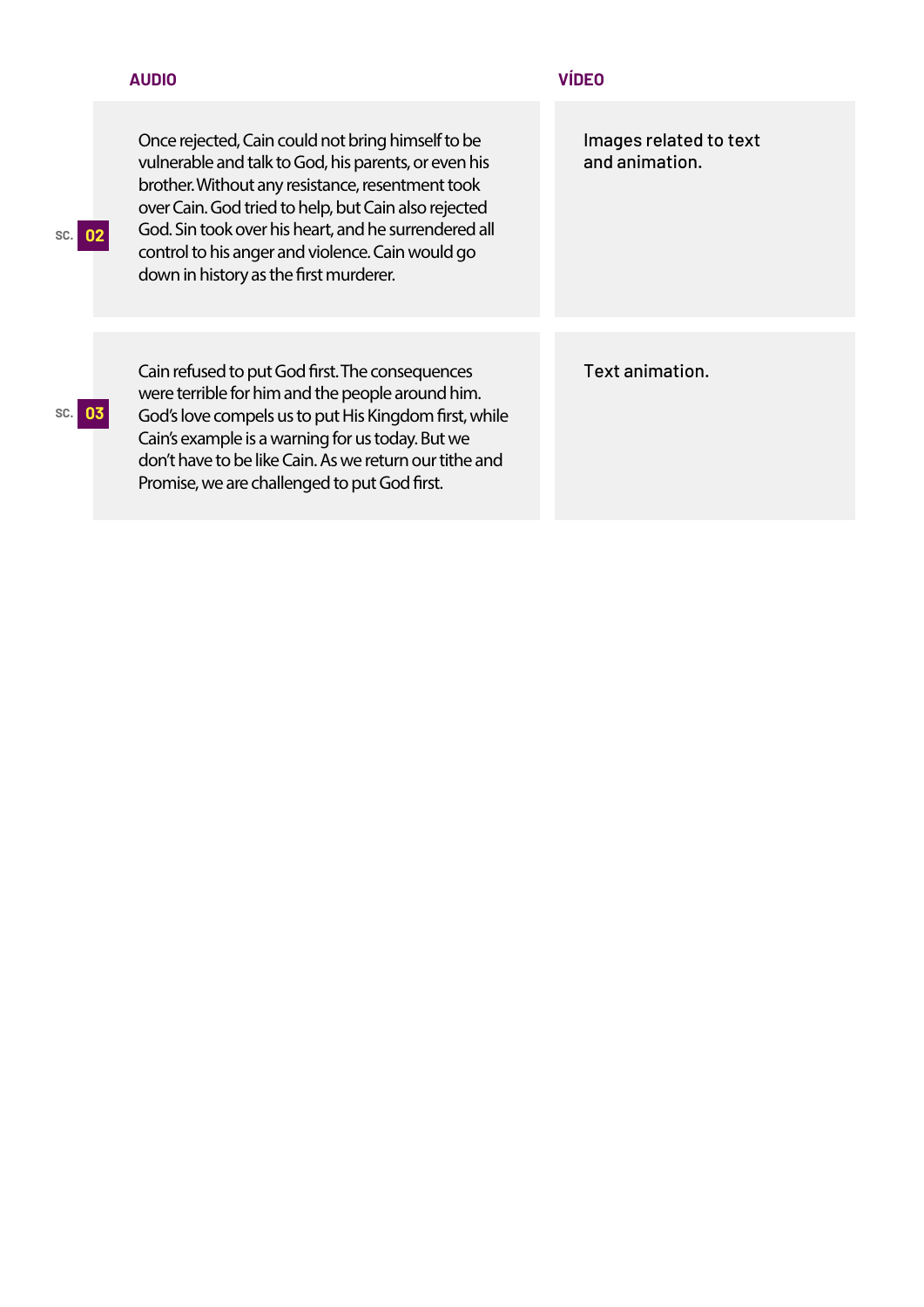| | AUDIO | VÍDEO |
|---|---|---|
| SC. 02 | Once rejected, Cain could not bring himself to be vulnerable and talk to God, his parents, or even his brother. Without any resistance, resentment took over Cain. God tried to help, but Cain also rejected God. Sin took over his heart, and he surrendered all control to his anger and violence. Cain would go down in history as the first murderer. | Images related to text and animation. |
| SC. 03 | Cain refused to put God first. The consequences were terrible for him and the people around him. God's love compels us to put His Kingdom first, while Cain's example is a warning for us today. But we don't have to be like Cain. As we return our tithe and Promise, we are challenged to put God first. | Text animation. |